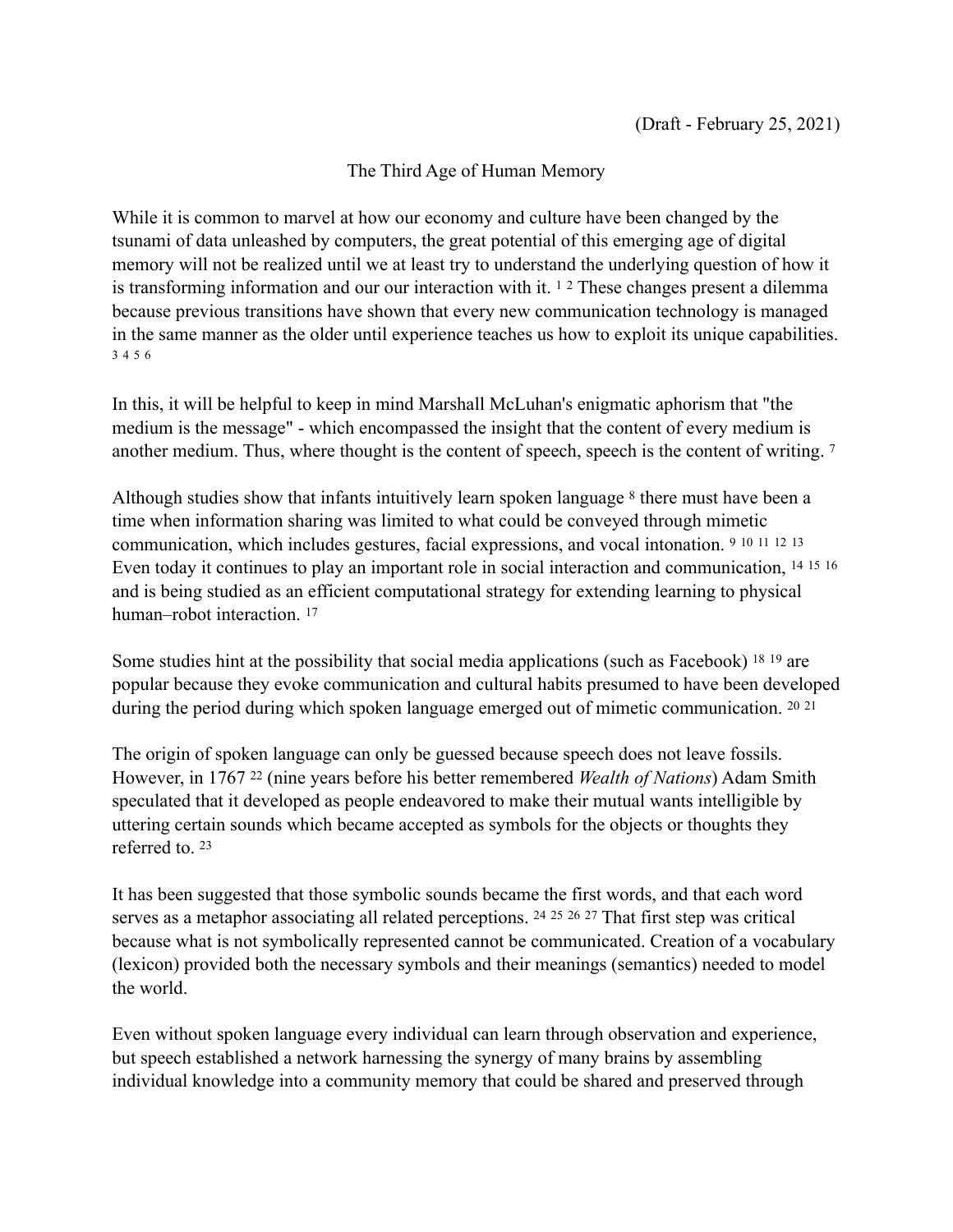(Draft - February 25, 2021)

# The Third Age of Human Memory

While it is common to marvel at how our economy and culture have been changed by the tsunami of data unleashed by computers, the great potential of this emerging age of digital memory will not be realized until we at least try to understand the underlying question of how it is transforming information and our our interaction with it. [1] [2] These changes present a dilemma because previous transitions have shown that every new communication technology is managed in the same manner as the older until experience teaches us how to exploit its unique capabilities. [3] [4] [5] [6]

In this, it will be helpful to keep in mind Marshall McLuhan's enigmatic aphorism that "the medium is the message" - which encompassed the insight that the content of every medium is another medium. Thus, where thought is the content of speech, speech is the content of writing. [7]

Although studies show that infants intuitively learn spoken language [8] there must have been a time when information sharing was limited to what could be conveyed through mimetic communication, which includes gestures, facial expressions, and vocal intonation. [9] [10] [11] [12] [13] Even today it continues to play an important role in social interaction and communication, [14] [15] [16] and is being studied as an efficient computational strategy for extending learning to physical human–robot interaction. [17]

Some studies hint at the possibility that social media applications (such as Facebook) [18] [19] are popular because they evoke communication and cultural habits presumed to have been developed during the period during which spoken language emerged out of mimetic communication. [20] [21]

The origin of spoken language can only be guessed because speech does not leave fossils. However, in 1767 [22] (nine years before his better remembered *Wealth of Nations*) Adam Smith speculated that it developed as people endeavored to make their mutual wants intelligible by uttering certain sounds which became accepted as symbols for the objects or thoughts they referred to. [23]

It has been suggested that those symbolic sounds became the first words, and that each word serves as a metaphor associating all related perceptions. [24] [25] [26] [27] That first step was critical because what is not symbolically represented cannot be communicated. Creation of a vocabulary (lexicon) provided both the necessary symbols and their meanings (semantics) needed to model the world.

Even without spoken language every individual can learn through observation and experience, but speech established a network harnessing the synergy of many brains by assembling individual knowledge into a community memory that could be shared and preserved through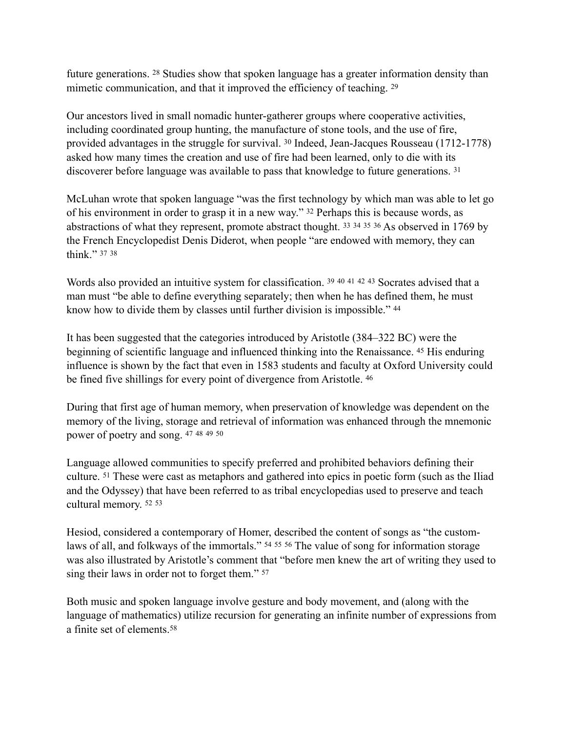future generations. [28] Studies show that spoken language has a greater information density than mimetic communication, and that it improved the efficiency of teaching. [29]

Our ancestors lived in small nomadic hunter-gatherer groups where cooperative activities, including coordinated group hunting, the manufacture of stone tools, and the use of fire, provided advantages in the struggle for survival. [30] Indeed, Jean-Jacques Rousseau (1712-1778) asked how many times the creation and use of fire had been learned, only to die with its discoverer before language was available to pass that knowledge to future generations. [31]

McLuhan wrote that spoken language "was the first technology by which man was able to let go of his environment in order to grasp it in a new way." [32] Perhaps this is because words, as abstractions of what they represent, promote abstract thought. [33] [34] [35] [36] As observed in 1769 by the French Encyclopedist Denis Diderot, when people "are endowed with memory, they can think." [37] [38]

Words also provided an intuitive system for classification. [39] [40] [41] [42] [43] Socrates advised that a man must "be able to define everything separately; then when he has defined them, he must know how to divide them by classes until further division is impossible." [44]

It has been suggested that the categories introduced by Aristotle (384–322 BC) were the beginning of scientific language and influenced thinking into the Renaissance. [45] His enduring influence is shown by the fact that even in 1583 students and faculty at Oxford University could be fined five shillings for every point of divergence from Aristotle. [46]

During that first age of human memory, when preservation of knowledge was dependent on the memory of the living, storage and retrieval of information was enhanced through the mnemonic power of poetry and song. [47] [48] [49] [50]

Language allowed communities to specify preferred and prohibited behaviors defining their culture. [51] These were cast as metaphors and gathered into epics in poetic form (such as the Iliad and the Odyssey) that have been referred to as tribal encyclopedias used to preserve and teach cultural memory. [52] [53]

Hesiod, considered a contemporary of Homer, described the content of songs as "the custom-laws of all, and folkways of the immortals." [54] [55] [56] The value of song for information storage was also illustrated by Aristotle's comment that "before men knew the art of writing they used to sing their laws in order not to forget them." [57]

Both music and spoken language involve gesture and body movement, and (along with the language of mathematics) utilize recursion for generating an infinite number of expressions from a finite set of elements.[58]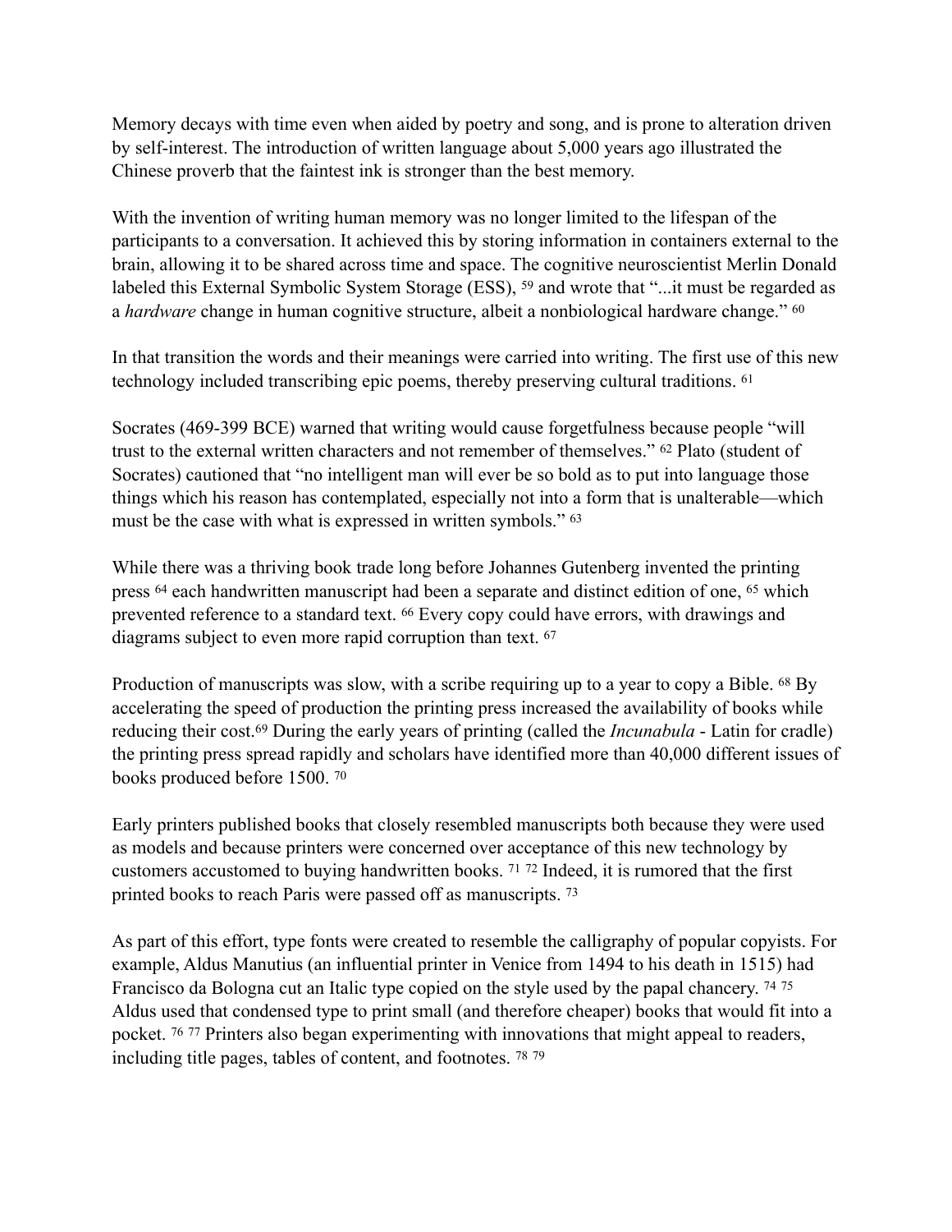Memory decays with time even when aided by poetry and song, and is prone to alteration driven by self-interest. The introduction of written language about 5,000 years ago illustrated the Chinese proverb that the faintest ink is stronger than the best memory.

With the invention of writing human memory was no longer limited to the lifespan of the participants to a conversation. It achieved this by storing information in containers external to the brain, allowing it to be shared across time and space. The cognitive neuroscientist Merlin Donald labeled this External Symbolic System Storage (ESS), [59] and wrote that "...it must be regarded as a *hardware* change in human cognitive structure, albeit a nonbiological hardware change." [60]

In that transition the words and their meanings were carried into writing. The first use of this new technology included transcribing epic poems, thereby preserving cultural traditions. [61]

Socrates (469-399 BCE) warned that writing would cause forgetfulness because people "will trust to the external written characters and not remember of themselves." [62] Plato (student of Socrates) cautioned that "no intelligent man will ever be so bold as to put into language those things which his reason has contemplated, especially not into a form that is unalterable—which must be the case with what is expressed in written symbols." [63]

While there was a thriving book trade long before Johannes Gutenberg invented the printing press [64] each handwritten manuscript had been a separate and distinct edition of one, [65] which prevented reference to a standard text. [66] Every copy could have errors, with drawings and diagrams subject to even more rapid corruption than text. [67]

Production of manuscripts was slow, with a scribe requiring up to a year to copy a Bible. [68] By accelerating the speed of production the printing press increased the availability of books while reducing their cost.[69] During the early years of printing (called the *Incunabula* - Latin for cradle) the printing press spread rapidly and scholars have identified more than 40,000 different issues of books produced before 1500. [70]

Early printers published books that closely resembled manuscripts both because they were used as models and because printers were concerned over acceptance of this new technology by customers accustomed to buying handwritten books. [71] [72] Indeed, it is rumored that the first printed books to reach Paris were passed off as manuscripts. [73]

As part of this effort, type fonts were created to resemble the calligraphy of popular copyists. For example, Aldus Manutius (an influential printer in Venice from 1494 to his death in 1515) had Francisco da Bologna cut an Italic type copied on the style used by the papal chancery. [74] [75] Aldus used that condensed type to print small (and therefore cheaper) books that would fit into a pocket. [76] [77] Printers also began experimenting with innovations that might appeal to readers, including title pages, tables of content, and footnotes. [78] [79]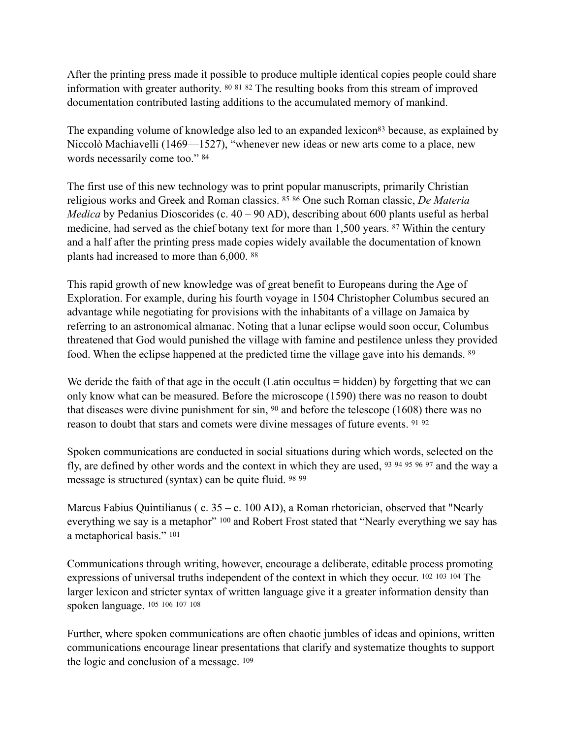After the printing press made it possible to produce multiple identical copies people could share information with greater authority. [80] [81] [82] The resulting books from this stream of improved documentation contributed lasting additions to the accumulated memory of mankind.

The expanding volume of knowledge also led to an expanded lexicon[83] because, as explained by Niccolò Machiavelli (1469—1527), "whenever new ideas or new arts come to a place, new words necessarily come too." [84]

The first use of this new technology was to print popular manuscripts, primarily Christian religious works and Greek and Roman classics. [85] [86] One such Roman classic, *De Materia Medica* by Pedanius Dioscorides (c. 40 – 90 AD), describing about 600 plants useful as herbal medicine, had served as the chief botany text for more than 1,500 years. [87] Within the century and a half after the printing press made copies widely available the documentation of known plants had increased to more than 6,000. [88]

This rapid growth of new knowledge was of great benefit to Europeans during the Age of Exploration. For example, during his fourth voyage in 1504 Christopher Columbus secured an advantage while negotiating for provisions with the inhabitants of a village on Jamaica by referring to an astronomical almanac. Noting that a lunar eclipse would soon occur, Columbus threatened that God would punished the village with famine and pestilence unless they provided food. When the eclipse happened at the predicted time the village gave into his demands. [89]

We deride the faith of that age in the occult (Latin occultus = hidden) by forgetting that we can only know what can be measured. Before the microscope (1590) there was no reason to doubt that diseases were divine punishment for sin, [90] and before the telescope (1608) there was no reason to doubt that stars and comets were divine messages of future events. [91] [92]

Spoken communications are conducted in social situations during which words, selected on the fly, are defined by other words and the context in which they are used, [93] [94] [95] [96] [97] and the way a message is structured (syntax) can be quite fluid. [98] [99]

Marcus Fabius Quintilianus ( c. 35 – c. 100 AD), a Roman rhetorician, observed that "Nearly everything we say is a metaphor" [100] and Robert Frost stated that "Nearly everything we say has a metaphorical basis." [101]

Communications through writing, however, encourage a deliberate, editable process promoting expressions of universal truths independent of the context in which they occur. [102] [103] [104] The larger lexicon and stricter syntax of written language give it a greater information density than spoken language. [105] [106] [107] [108]

Further, where spoken communications are often chaotic jumbles of ideas and opinions, written communications encourage linear presentations that clarify and systematize thoughts to support the logic and conclusion of a message. [109]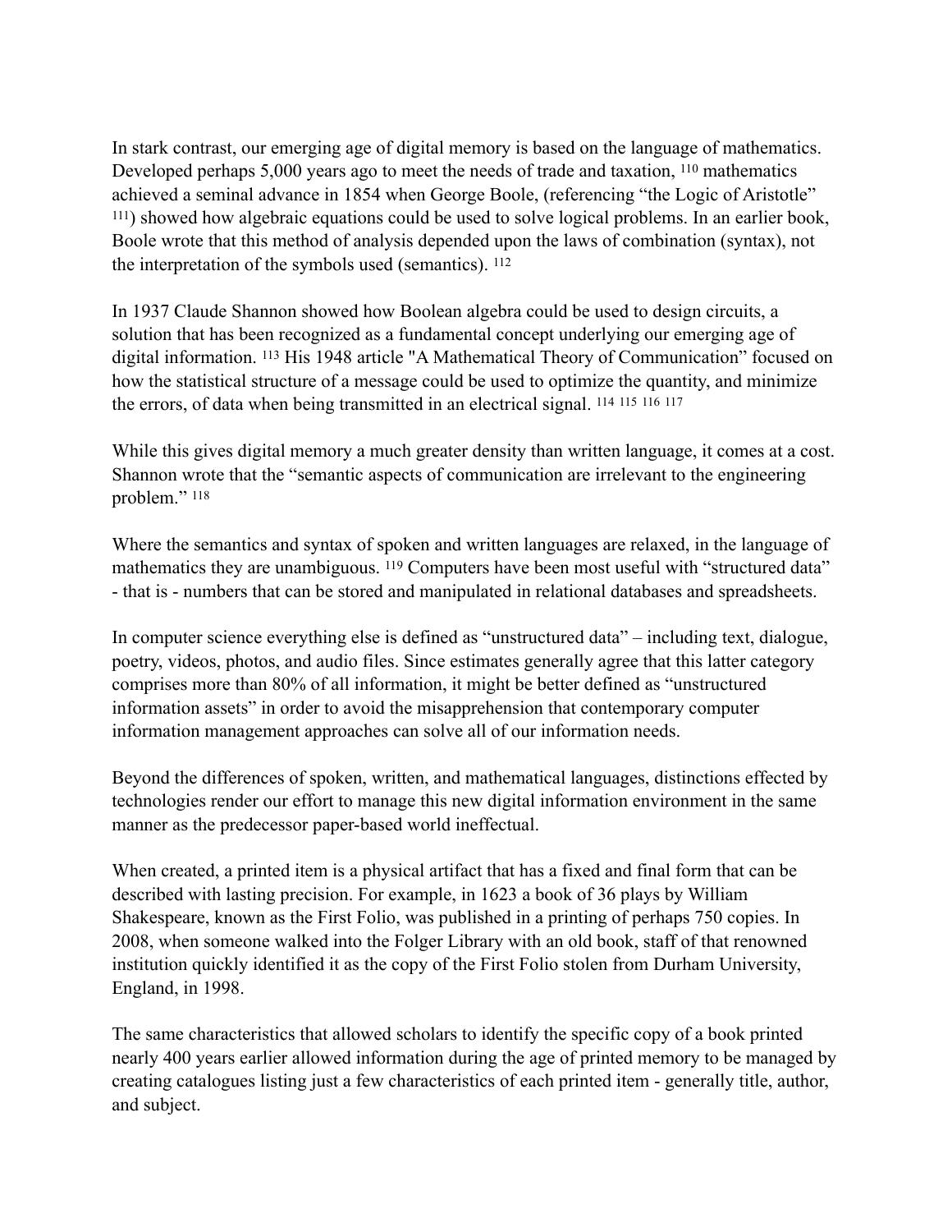In stark contrast, our emerging age of digital memory is based on the language of mathematics. Developed perhaps 5,000 years ago to meet the needs of trade and taxation, [110] mathematics achieved a seminal advance in 1854 when George Boole, (referencing "the Logic of Aristotle" [111]) showed how algebraic equations could be used to solve logical problems. In an earlier book, Boole wrote that this method of analysis depended upon the laws of combination (syntax), not the interpretation of the symbols used (semantics). [112]

In 1937 Claude Shannon showed how Boolean algebra could be used to design circuits, a solution that has been recognized as a fundamental concept underlying our emerging age of digital information. [113] His 1948 article "A Mathematical Theory of Communication" focused on how the statistical structure of a message could be used to optimize the quantity, and minimize the errors, of data when being transmitted in an electrical signal. [114] [115] [116] [117]

While this gives digital memory a much greater density than written language, it comes at a cost. Shannon wrote that the "semantic aspects of communication are irrelevant to the engineering problem." [118]

Where the semantics and syntax of spoken and written languages are relaxed, in the language of mathematics they are unambiguous. [119] Computers have been most useful with "structured data" - that is - numbers that can be stored and manipulated in relational databases and spreadsheets.

In computer science everything else is defined as "unstructured data" – including text, dialogue, poetry, videos, photos, and audio files. Since estimates generally agree that this latter category comprises more than 80% of all information, it might be better defined as "unstructured information assets" in order to avoid the misapprehension that contemporary computer information management approaches can solve all of our information needs.

Beyond the differences of spoken, written, and mathematical languages, distinctions effected by technologies render our effort to manage this new digital information environment in the same manner as the predecessor paper-based world ineffectual.

When created, a printed item is a physical artifact that has a fixed and final form that can be described with lasting precision. For example, in 1623 a book of 36 plays by William Shakespeare, known as the First Folio, was published in a printing of perhaps 750 copies. In 2008, when someone walked into the Folger Library with an old book, staff of that renowned institution quickly identified it as the copy of the First Folio stolen from Durham University, England, in 1998.

The same characteristics that allowed scholars to identify the specific copy of a book printed nearly 400 years earlier allowed information during the age of printed memory to be managed by creating catalogues listing just a few characteristics of each printed item - generally title, author, and subject.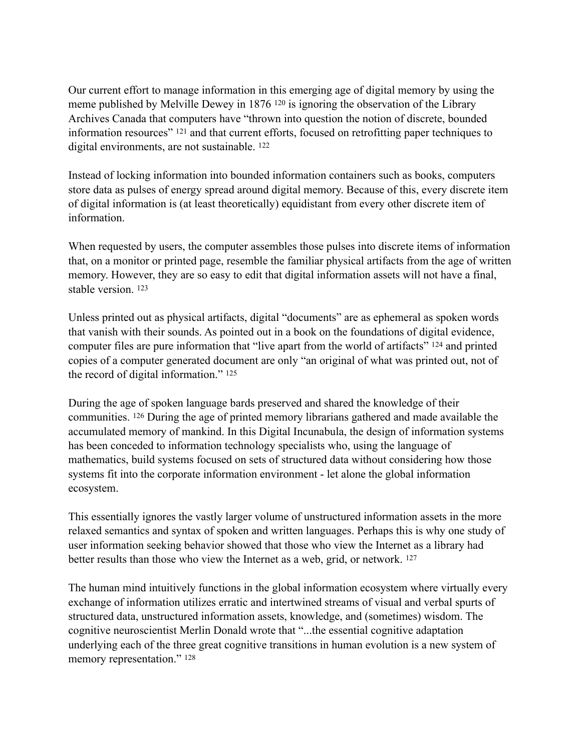Our current effort to manage information in this emerging age of digital memory by using the meme published by Melville Dewey in 1876 [120] is ignoring the observation of the Library Archives Canada that computers have "thrown into question the notion of discrete, bounded information resources" [121] and that current efforts, focused on retrofitting paper techniques to digital environments, are not sustainable. [122]

Instead of locking information into bounded information containers such as books, computers store data as pulses of energy spread around digital memory. Because of this, every discrete item of digital information is (at least theoretically) equidistant from every other discrete item of information.

When requested by users, the computer assembles those pulses into discrete items of information that, on a monitor or printed page, resemble the familiar physical artifacts from the age of written memory. However, they are so easy to edit that digital information assets will not have a final, stable version. [123]

Unless printed out as physical artifacts, digital "documents" are as ephemeral as spoken words that vanish with their sounds. As pointed out in a book on the foundations of digital evidence, computer files are pure information that "live apart from the world of artifacts" [124] and printed copies of a computer generated document are only "an original of what was printed out, not of the record of digital information." [125]

During the age of spoken language bards preserved and shared the knowledge of their communities. [126] During the age of printed memory librarians gathered and made available the accumulated memory of mankind. In this Digital Incunabula, the design of information systems has been conceded to information technology specialists who, using the language of mathematics, build systems focused on sets of structured data without considering how those systems fit into the corporate information environment - let alone the global information ecosystem.

This essentially ignores the vastly larger volume of unstructured information assets in the more relaxed semantics and syntax of spoken and written languages. Perhaps this is why one study of user information seeking behavior showed that those who view the Internet as a library had better results than those who view the Internet as a web, grid, or network. [127]

The human mind intuitively functions in the global information ecosystem where virtually every exchange of information utilizes erratic and intertwined streams of visual and verbal spurts of structured data, unstructured information assets, knowledge, and (sometimes) wisdom. The cognitive neuroscientist Merlin Donald wrote that "...the essential cognitive adaptation underlying each of the three great cognitive transitions in human evolution is a new system of memory representation." [128]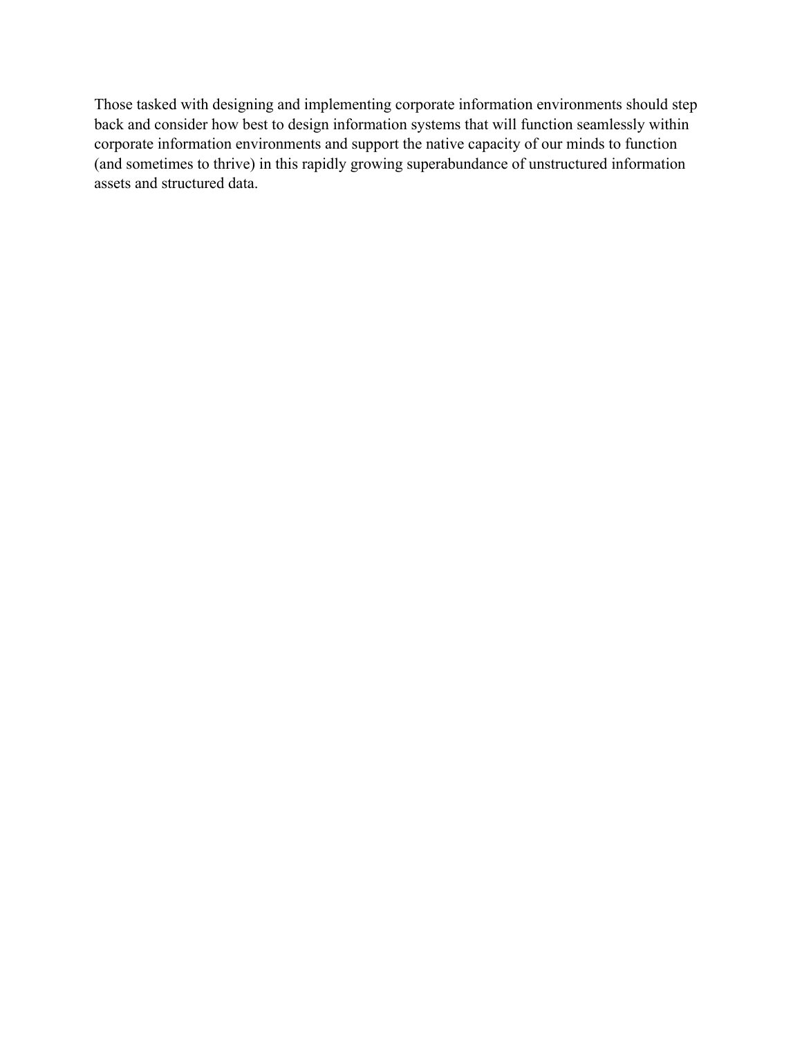Those tasked with designing and implementing corporate information environments should step back and consider how best to design information systems that will function seamlessly within corporate information environments and support the native capacity of our minds to function (and sometimes to thrive) in this rapidly growing superabundance of unstructured information assets and structured data.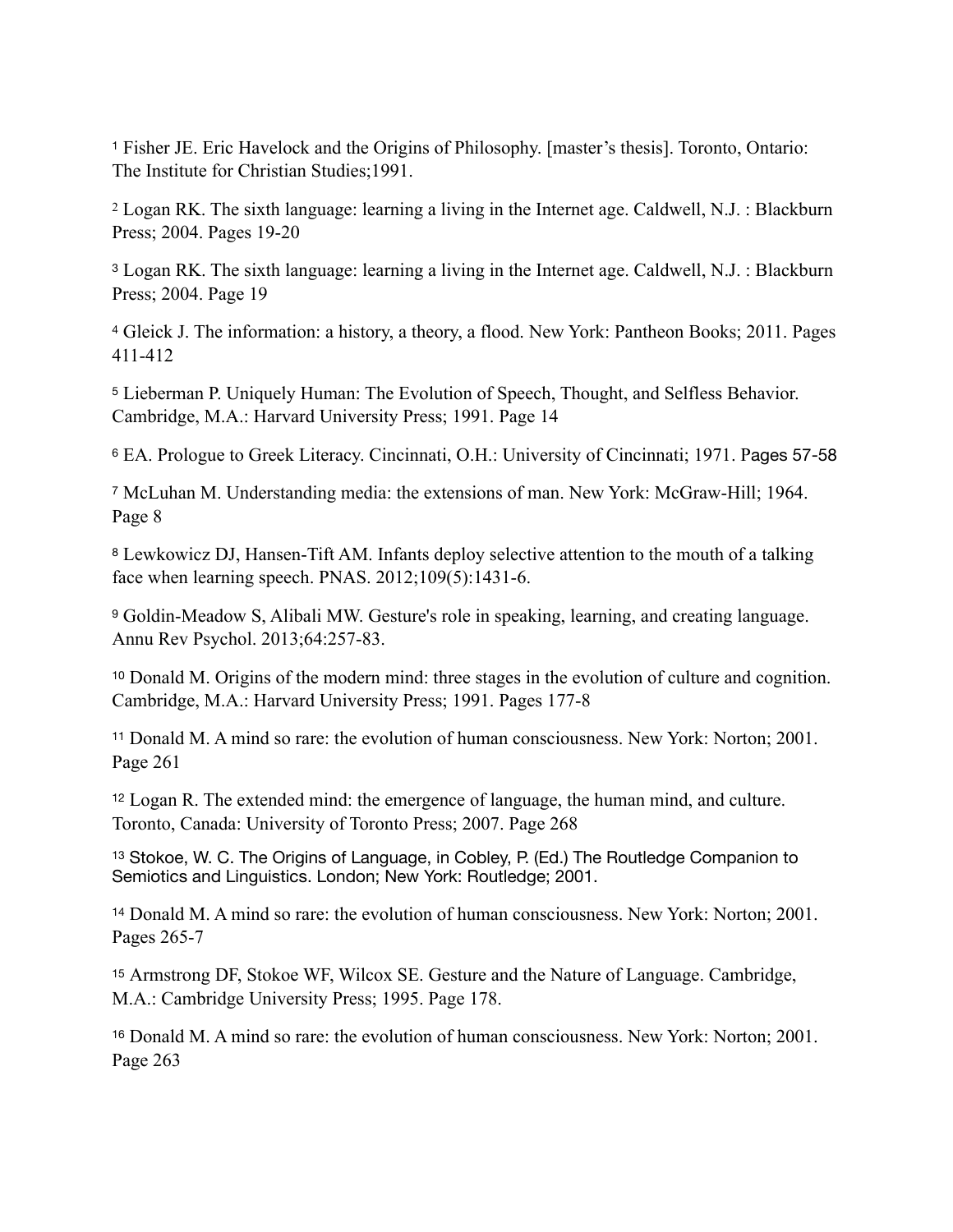[1] Fisher JE. Eric Havelock and the Origins of Philosophy. [master's thesis]. Toronto, Ontario: The Institute for Christian Studies;1991.

[2] Logan RK. The sixth language: learning a living in the Internet age. Caldwell, N.J. : Blackburn Press; 2004. Pages 19-20

[3] Logan RK. The sixth language: learning a living in the Internet age. Caldwell, N.J. : Blackburn Press; 2004. Page 19

[4] Gleick J. The information: a history, a theory, a flood. New York: Pantheon Books; 2011. Pages 411-412

[5] Lieberman P. Uniquely Human: The Evolution of Speech, Thought, and Selfless Behavior. Cambridge, M.A.: Harvard University Press; 1991. Page 14

[6] EA. Prologue to Greek Literacy. Cincinnati, O.H.: University of Cincinnati; 1971. Pages 57-58

[7] McLuhan M. Understanding media: the extensions of man. New York: McGraw-Hill; 1964. Page 8

[8] Lewkowicz DJ, Hansen-Tift AM. Infants deploy selective attention to the mouth of a talking face when learning speech. PNAS. 2012;109(5):1431-6.

[9] Goldin-Meadow S, Alibali MW. Gesture's role in speaking, learning, and creating language. Annu Rev Psychol. 2013;64:257-83.

[10] Donald M. Origins of the modern mind: three stages in the evolution of culture and cognition. Cambridge, M.A.: Harvard University Press; 1991. Pages 177-8

[11] Donald M. A mind so rare: the evolution of human consciousness. New York: Norton; 2001. Page 261

[12] Logan R. The extended mind: the emergence of language, the human mind, and culture. Toronto, Canada: University of Toronto Press; 2007. Page 268

[13] Stokoe, W. C. The Origins of Language, in Cobley, P. (Ed.) The Routledge Companion to Semiotics and Linguistics. London; New York: Routledge; 2001.

[14] Donald M. A mind so rare: the evolution of human consciousness. New York: Norton; 2001. Pages 265-7

[15] Armstrong DF, Stokoe WF, Wilcox SE. Gesture and the Nature of Language. Cambridge, M.A.: Cambridge University Press; 1995. Page 178.

[16] Donald M. A mind so rare: the evolution of human consciousness. New York: Norton; 2001. Page 263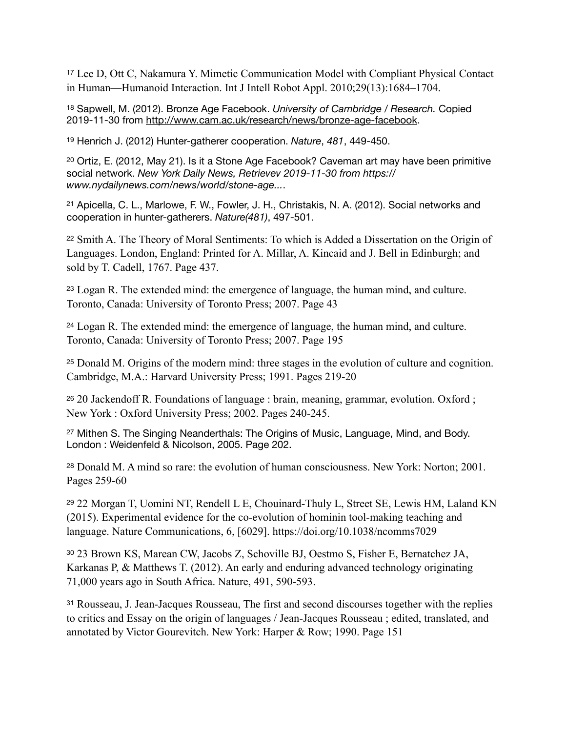[17] Lee D, Ott C, Nakamura Y. Mimetic Communication Model with Compliant Physical Contact in Human—Humanoid Interaction. Int J Intell Robot Appl. 2010;29(13):1684–1704.

[18] Sapwell, M. (2012). Bronze Age Facebook. *University of Cambridge / Research.* Copied 2019-11-30 from http://www.cam.ac.uk/research/news/bronze-age-facebook.

[19] Henrich J. (2012) Hunter-gatherer cooperation. *Nature*, *481*, 449-450.

[20] Ortiz, E. (2012, May 21). Is it a Stone Age Facebook? Caveman art may have been primitive social network. *New York Daily News, Retrievev 2019-11-30 from https://www.nydailynews.com/news/world/stone-age...*.

[21] Apicella, C. L., Marlowe, F. W., Fowler, J. H., Christakis, N. A. (2012). Social networks and cooperation in hunter-gatherers. *Nature(481)*, 497-501.

[22] Smith A. The Theory of Moral Sentiments: To which is Added a Dissertation on the Origin of Languages. London, England: Printed for A. Millar, A. Kincaid and J. Bell in Edinburgh; and sold by T. Cadell, 1767. Page 437.

[23] Logan R. The extended mind: the emergence of language, the human mind, and culture. Toronto, Canada: University of Toronto Press; 2007. Page 43

[24] Logan R. The extended mind: the emergence of language, the human mind, and culture. Toronto, Canada: University of Toronto Press; 2007. Page 195

[25] Donald M. Origins of the modern mind: three stages in the evolution of culture and cognition. Cambridge, M.A.: Harvard University Press; 1991. Pages 219-20

[26] 20 Jackendoff R. Foundations of language : brain, meaning, grammar, evolution. Oxford ; New York : Oxford University Press; 2002. Pages 240-245.

[27] Mithen S. The Singing Neanderthals: The Origins of Music, Language, Mind, and Body. London : Weidenfeld & Nicolson, 2005. Page 202.

[28] Donald M. A mind so rare: the evolution of human consciousness. New York: Norton; 2001. Pages 259-60

[29] 22 Morgan T, Uomini NT, Rendell L E, Chouinard-Thuly L, Street SE, Lewis HM, Laland KN (2015). Experimental evidence for the co-evolution of hominin tool-making teaching and language. Nature Communications, 6, [6029]. https://doi.org/10.1038/ncomms7029

[30] 23 Brown KS, Marean CW, Jacobs Z, Schoville BJ, Oestmo S, Fisher E, Bernatchez JA, Karkanas P, & Matthews T. (2012). An early and enduring advanced technology originating 71,000 years ago in South Africa. Nature, 491, 590-593.

[31] Rousseau, J. Jean-Jacques Rousseau, The first and second discourses together with the replies to critics and Essay on the origin of languages / Jean-Jacques Rousseau ; edited, translated, and annotated by Victor Gourevitch. New York: Harper & Row; 1990. Page 151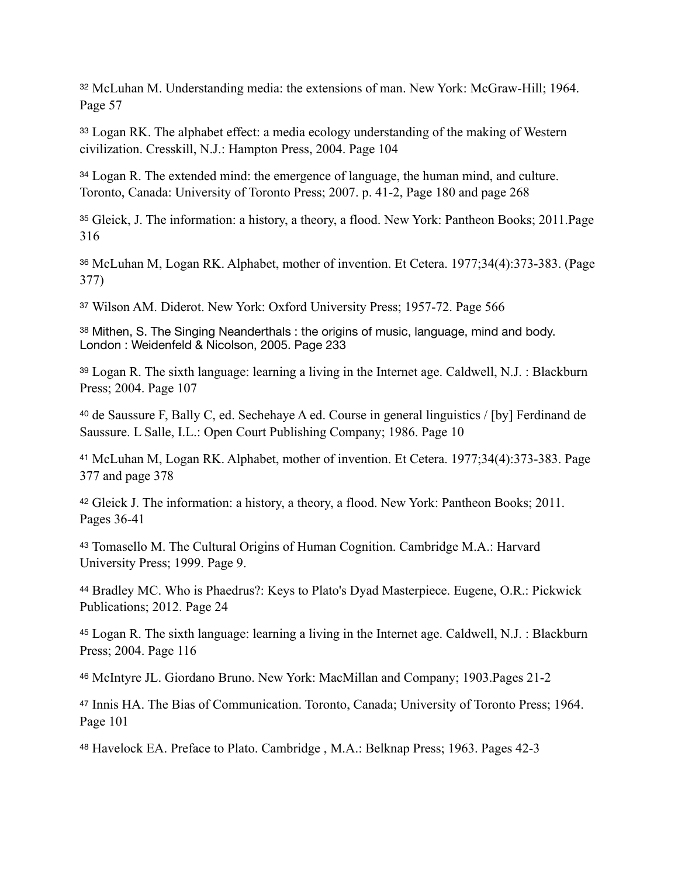[32] McLuhan M. Understanding media: the extensions of man. New York: McGraw-Hill; 1964. Page 57

[33] Logan RK. The alphabet effect: a media ecology understanding of the making of Western civilization. Cresskill, N.J.: Hampton Press, 2004. Page 104

[34] Logan R. The extended mind: the emergence of language, the human mind, and culture. Toronto, Canada: University of Toronto Press; 2007. p. 41-2, Page 180 and page 268

[35] Gleick, J. The information: a history, a theory, a flood. New York: Pantheon Books; 2011.Page 316

[36] McLuhan M, Logan RK. Alphabet, mother of invention. Et Cetera. 1977;34(4):373-383. (Page 377)

[37] Wilson AM. Diderot. New York: Oxford University Press; 1957-72. Page 566

[38] Mithen, S. The Singing Neanderthals : the origins of music, language, mind and body. London : Weidenfeld & Nicolson, 2005. Page 233

[39] Logan R. The sixth language: learning a living in the Internet age. Caldwell, N.J. : Blackburn Press; 2004. Page 107

[40] de Saussure F, Bally C, ed. Sechehaye A ed. Course in general linguistics / [by] Ferdinand de Saussure. L Salle, I.L.: Open Court Publishing Company; 1986. Page 10

[41] McLuhan M, Logan RK. Alphabet, mother of invention. Et Cetera. 1977;34(4):373-383. Page 377 and page 378

[42] Gleick J. The information: a history, a theory, a flood. New York: Pantheon Books; 2011. Pages 36-41

[43] Tomasello M. The Cultural Origins of Human Cognition. Cambridge M.A.: Harvard University Press; 1999. Page 9.

[44] Bradley MC. Who is Phaedrus?: Keys to Plato's Dyad Masterpiece. Eugene, O.R.: Pickwick Publications; 2012. Page 24

[45] Logan R. The sixth language: learning a living in the Internet age. Caldwell, N.J. : Blackburn Press; 2004. Page 116

[46] McIntyre JL. Giordano Bruno. New York: MacMillan and Company; 1903.Pages 21-2

[47] Innis HA. The Bias of Communication. Toronto, Canada; University of Toronto Press; 1964. Page 101

[48] Havelock EA. Preface to Plato. Cambridge , M.A.: Belknap Press; 1963. Pages 42-3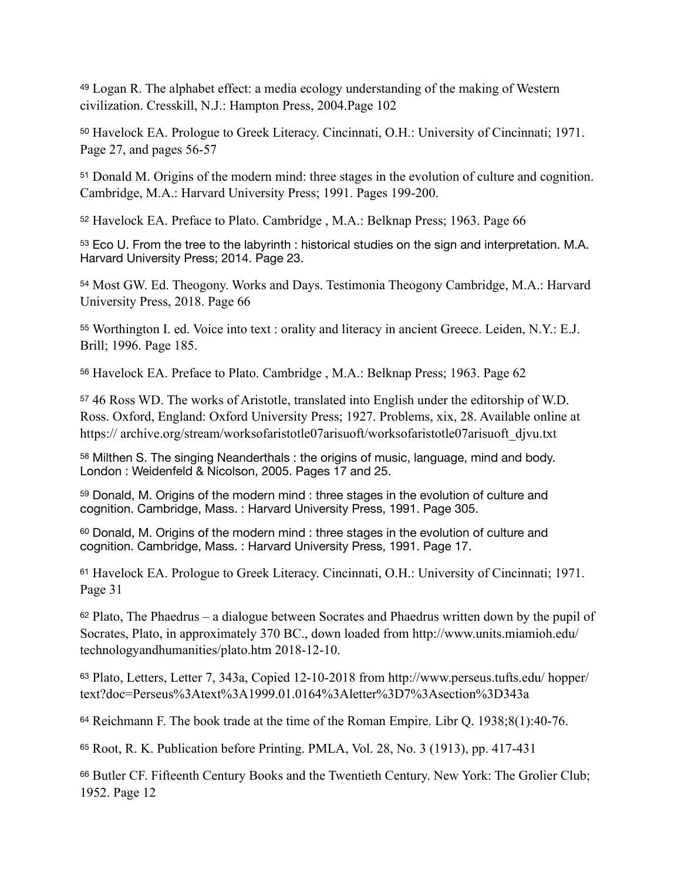[49] Logan R. The alphabet effect: a media ecology understanding of the making of Western civilization. Cresskill, N.J.: Hampton Press, 2004.Page 102

[50] Havelock EA. Prologue to Greek Literacy. Cincinnati, O.H.: University of Cincinnati; 1971. Page 27, and pages 56-57

[51] Donald M. Origins of the modern mind: three stages in the evolution of culture and cognition. Cambridge, M.A.: Harvard University Press; 1991. Pages 199-200.

[52] Havelock EA. Preface to Plato. Cambridge , M.A.: Belknap Press; 1963. Page 66

[53] Eco U. From the tree to the labyrinth : historical studies on the sign and interpretation. M.A. Harvard University Press; 2014. Page 23.

[54] Most GW. Ed. Theogony. Works and Days. Testimonia Theogony Cambridge, M.A.: Harvard University Press, 2018. Page 66

[55] Worthington I. ed. Voice into text : orality and literacy in ancient Greece. Leiden, N.Y.: E.J. Brill; 1996. Page 185.

[56] Havelock EA. Preface to Plato. Cambridge , M.A.: Belknap Press; 1963. Page 62

[57] 46 Ross WD. The works of Aristotle, translated into English under the editorship of W.D. Ross. Oxford, England: Oxford University Press; 1927. Problems, xix, 28. Available online at https:// archive.org/stream/worksofaristotle07arisuoft/worksofaristotle07arisuoft_djvu.txt

[58] Milthen S. The singing Neanderthals : the origins of music, language, mind and body. London : Weidenfeld & Nicolson, 2005. Pages 17 and 25.

[59] Donald, M. Origins of the modern mind : three stages in the evolution of culture and cognition. Cambridge, Mass. : Harvard University Press, 1991. Page 305.

[60] Donald, M. Origins of the modern mind : three stages in the evolution of culture and cognition. Cambridge, Mass. : Harvard University Press, 1991. Page 17.

[61] Havelock EA. Prologue to Greek Literacy. Cincinnati, O.H.: University of Cincinnati; 1971. Page 31

[62] Plato, The Phaedrus – a dialogue between Socrates and Phaedrus written down by the pupil of Socrates, Plato, in approximately 370 BC., down loaded from http://www.units.miamioh.edu/ technologyandhumanities/plato.htm 2018-12-10.

[63] Plato, Letters, Letter 7, 343a, Copied 12-10-2018 from http://www.perseus.tufts.edu/ hopper/ text?doc=Perseus%3Atext%3A1999.01.0164%3Aletter%3D7%3Asection%3D343a

[64] Reichmann F. The book trade at the time of the Roman Empire. Libr Q. 1938;8(1):40-76.

[65] Root, R. K. Publication before Printing. PMLA, Vol. 28, No. 3 (1913), pp. 417-431

[66] Butler CF. Fifteenth Century Books and the Twentieth Century. New York: The Grolier Club; 1952. Page 12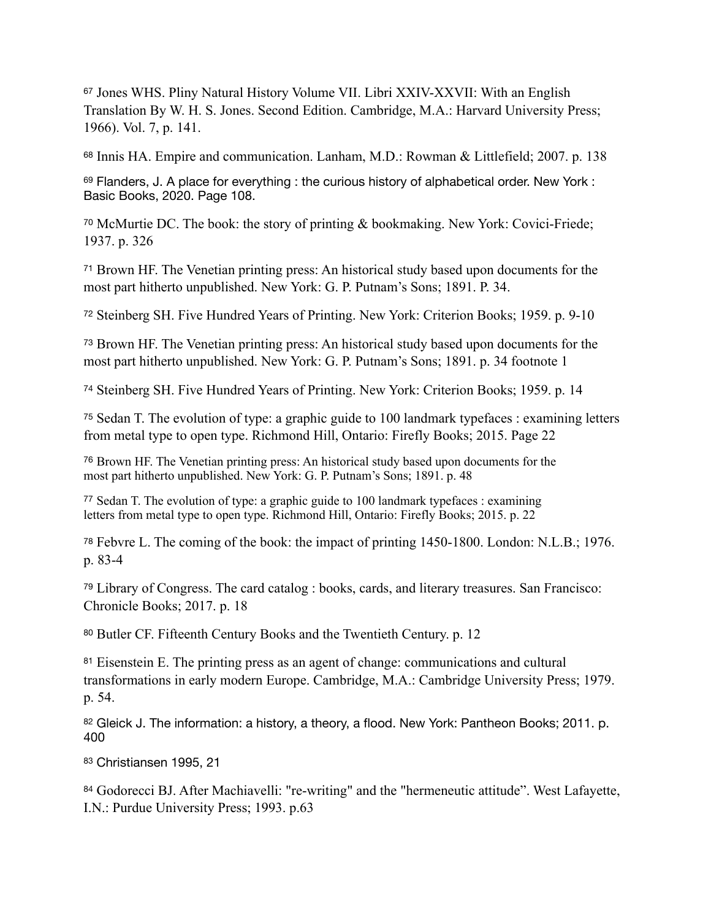[67] Jones WHS. Pliny Natural History Volume VII. Libri XXIV-XXVII: With an English Translation By W. H. S. Jones. Second Edition. Cambridge, M.A.: Harvard University Press; 1966). Vol. 7, p. 141.

[68] Innis HA. Empire and communication. Lanham, M.D.: Rowman & Littlefield; 2007. p. 138

[69] Flanders, J. A place for everything : the curious history of alphabetical order. New York : Basic Books, 2020. Page 108.

[70] McMurtie DC. The book: the story of printing & bookmaking. New York: Covici-Friede; 1937. p. 326

[71] Brown HF. The Venetian printing press: An historical study based upon documents for the most part hitherto unpublished. New York: G. P. Putnam's Sons; 1891. P. 34.

[72] Steinberg SH. Five Hundred Years of Printing. New York: Criterion Books; 1959. p. 9-10

[73] Brown HF. The Venetian printing press: An historical study based upon documents for the most part hitherto unpublished. New York: G. P. Putnam's Sons; 1891. p. 34 footnote 1

[74] Steinberg SH. Five Hundred Years of Printing. New York: Criterion Books; 1959. p. 14

[75] Sedan T. The evolution of type: a graphic guide to 100 landmark typefaces : examining letters from metal type to open type. Richmond Hill, Ontario: Firefly Books; 2015. Page 22

[76] Brown HF. The Venetian printing press: An historical study based upon documents for the most part hitherto unpublished. New York: G. P. Putnam's Sons; 1891. p. 48

[77] Sedan T. The evolution of type: a graphic guide to 100 landmark typefaces : examining letters from metal type to open type. Richmond Hill, Ontario: Firefly Books; 2015. p. 22

[78] Febvre L. The coming of the book: the impact of printing 1450-1800. London: N.L.B.; 1976. p. 83-4

[79] Library of Congress. The card catalog : books, cards, and literary treasures. San Francisco: Chronicle Books; 2017. p. 18

[80] Butler CF. Fifteenth Century Books and the Twentieth Century. p. 12

[81] Eisenstein E. The printing press as an agent of change: communications and cultural transformations in early modern Europe. Cambridge, M.A.: Cambridge University Press; 1979. p. 54.

[82] Gleick J. The information: a history, a theory, a flood. New York: Pantheon Books; 2011. p. 400

[83] Christiansen 1995, 21

[84] Godorecci BJ. After Machiavelli: "re-writing" and the "hermeneutic attitude". West Lafayette, I.N.: Purdue University Press; 1993. p.63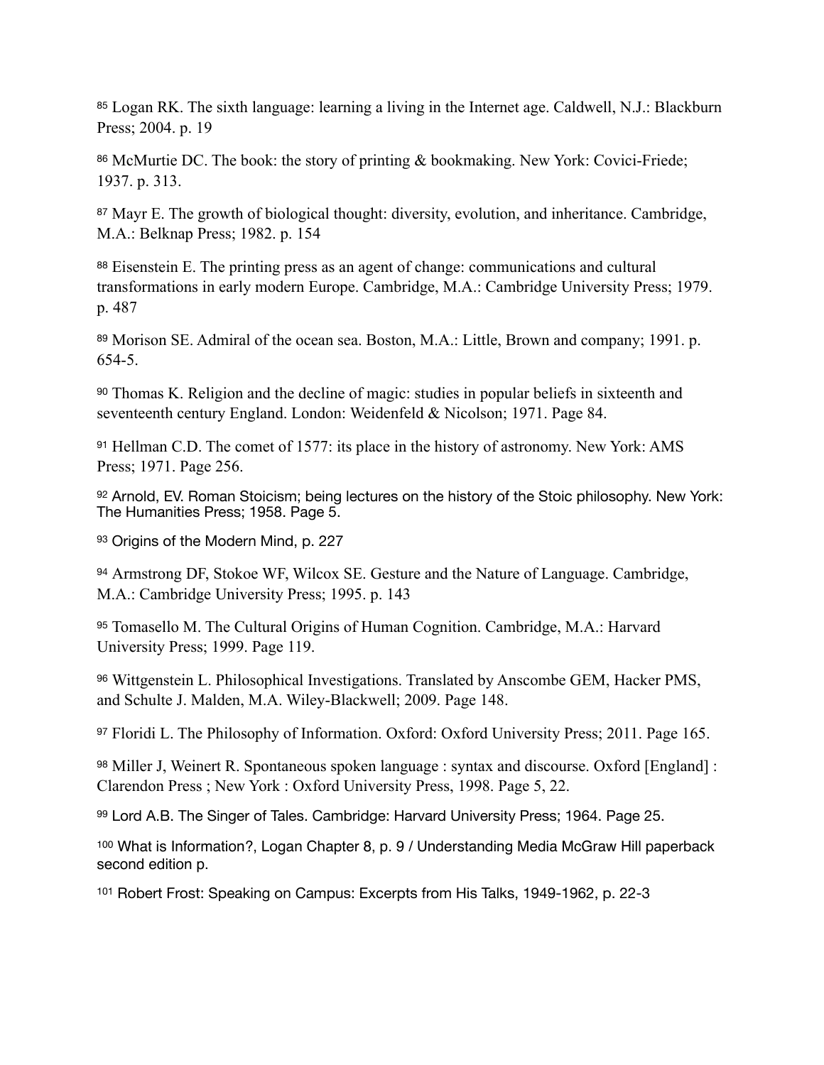[85] Logan RK. The sixth language: learning a living in the Internet age. Caldwell, N.J.: Blackburn Press; 2004. p. 19

[86] McMurtie DC. The book: the story of printing & bookmaking. New York: Covici-Friede; 1937. p. 313.

[87] Mayr E. The growth of biological thought: diversity, evolution, and inheritance. Cambridge, M.A.: Belknap Press; 1982. p. 154

[88] Eisenstein E. The printing press as an agent of change: communications and cultural transformations in early modern Europe. Cambridge, M.A.: Cambridge University Press; 1979. p. 487

[89] Morison SE. Admiral of the ocean sea. Boston, M.A.: Little, Brown and company; 1991. p. 654-5.

[90] Thomas K. Religion and the decline of magic: studies in popular beliefs in sixteenth and seventeenth century England. London: Weidenfeld & Nicolson; 1971. Page 84.

[91] Hellman C.D. The comet of 1577: its place in the history of astronomy. New York: AMS Press; 1971. Page 256.

[92] Arnold, EV. Roman Stoicism; being lectures on the history of the Stoic philosophy. New York: The Humanities Press; 1958. Page 5.

[93] Origins of the Modern Mind, p. 227

[94] Armstrong DF, Stokoe WF, Wilcox SE. Gesture and the Nature of Language. Cambridge, M.A.: Cambridge University Press; 1995. p. 143

[95] Tomasello M. The Cultural Origins of Human Cognition. Cambridge, M.A.: Harvard University Press; 1999. Page 119.

[96] Wittgenstein L. Philosophical Investigations. Translated by Anscombe GEM, Hacker PMS, and Schulte J. Malden, M.A. Wiley-Blackwell; 2009. Page 148.

[97] Floridi L. The Philosophy of Information. Oxford: Oxford University Press; 2011. Page 165.

[98] Miller J, Weinert R. Spontaneous spoken language : syntax and discourse. Oxford [England] : Clarendon Press ; New York : Oxford University Press, 1998. Page 5, 22.

[99] Lord A.B. The Singer of Tales. Cambridge: Harvard University Press; 1964. Page 25.

[100] What is Information?, Logan Chapter 8, p. 9 / Understanding Media McGraw Hill paperback second edition p.

[101] Robert Frost: Speaking on Campus: Excerpts from His Talks, 1949-1962, p. 22-3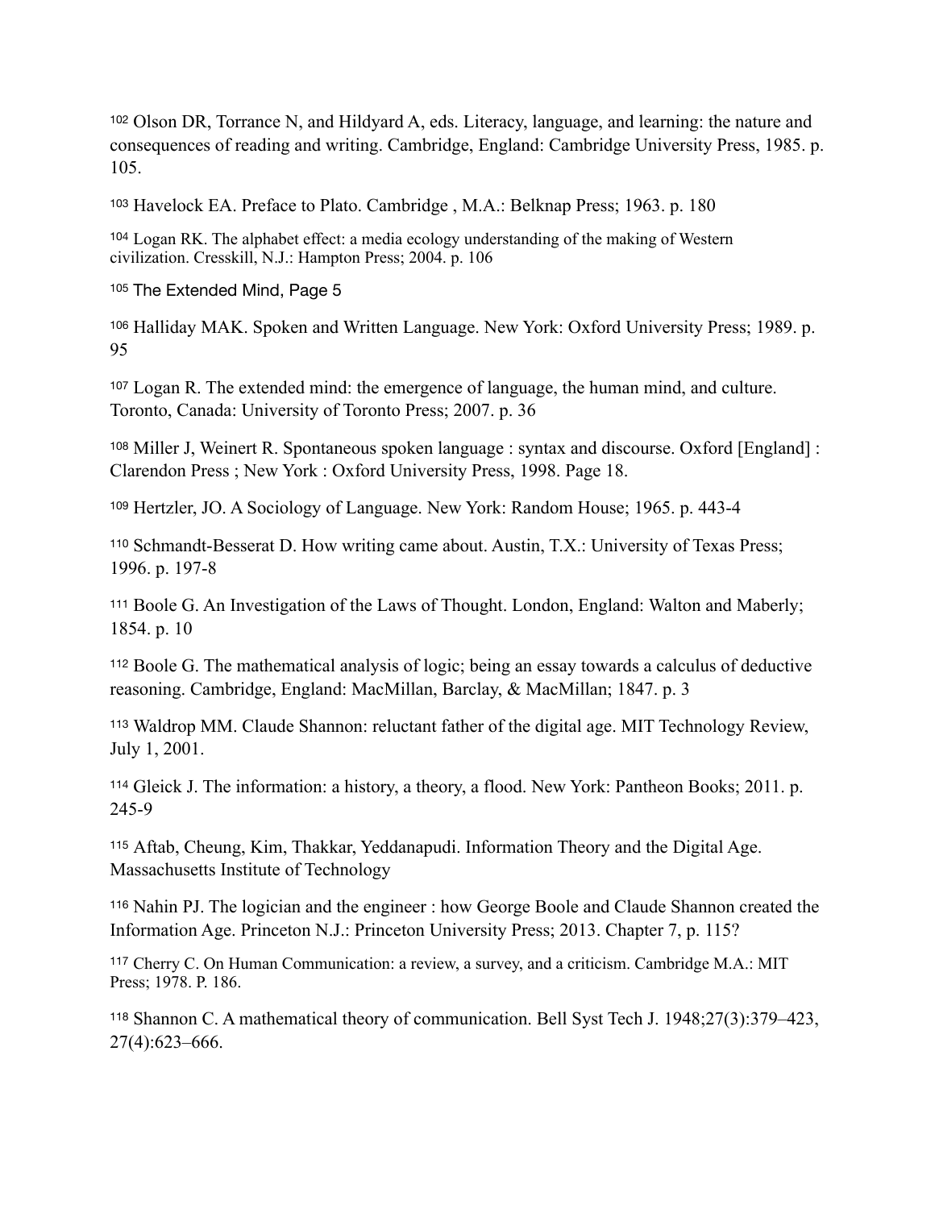[102] Olson DR, Torrance N, and Hildyard A, eds. Literacy, language, and learning: the nature and consequences of reading and writing. Cambridge, England: Cambridge University Press, 1985. p. 105.

[103] Havelock EA. Preface to Plato. Cambridge , M.A.: Belknap Press; 1963. p. 180

[104] Logan RK. The alphabet effect: a media ecology understanding of the making of Western civilization. Cresskill, N.J.: Hampton Press; 2004. p. 106

[105] The Extended Mind, Page 5

[106] Halliday MAK. Spoken and Written Language. New York: Oxford University Press; 1989. p. 95

[107] Logan R. The extended mind: the emergence of language, the human mind, and culture. Toronto, Canada: University of Toronto Press; 2007. p. 36

[108] Miller J, Weinert R. Spontaneous spoken language : syntax and discourse. Oxford [England] : Clarendon Press ; New York : Oxford University Press, 1998. Page 18.

[109] Hertzler, JO. A Sociology of Language. New York: Random House; 1965. p. 443-4

[110] Schmandt-Besserat D. How writing came about. Austin, T.X.: University of Texas Press; 1996. p. 197-8

[111] Boole G. An Investigation of the Laws of Thought. London, England: Walton and Maberly; 1854. p. 10

[112] Boole G. The mathematical analysis of logic; being an essay towards a calculus of deductive reasoning. Cambridge, England: MacMillan, Barclay, & MacMillan; 1847. p. 3

[113] Waldrop MM. Claude Shannon: reluctant father of the digital age. MIT Technology Review, July 1, 2001.

[114] Gleick J. The information: a history, a theory, a flood. New York: Pantheon Books; 2011. p. 245-9

[115] Aftab, Cheung, Kim, Thakkar, Yeddanapudi. Information Theory and the Digital Age. Massachusetts Institute of Technology

[116] Nahin PJ. The logician and the engineer : how George Boole and Claude Shannon created the Information Age. Princeton N.J.: Princeton University Press; 2013. Chapter 7, p. 115?

[117] Cherry C. On Human Communication: a review, a survey, and a criticism. Cambridge M.A.: MIT Press; 1978. P. 186.

[118] Shannon C. A mathematical theory of communication. Bell Syst Tech J. 1948;27(3):379–423, 27(4):623–666.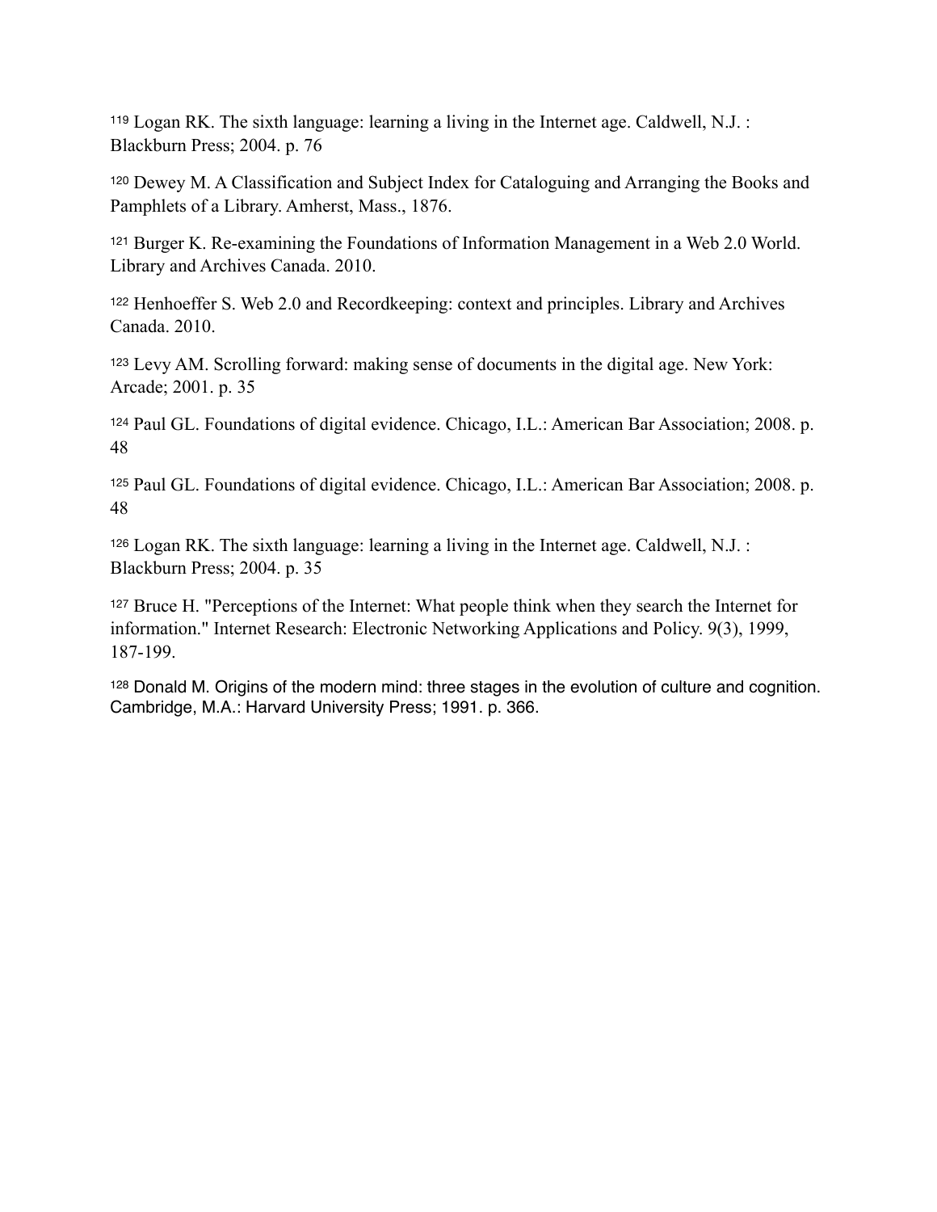[119] Logan RK. The sixth language: learning a living in the Internet age. Caldwell, N.J. : Blackburn Press; 2004. p. 76

[120] Dewey M. A Classification and Subject Index for Cataloguing and Arranging the Books and Pamphlets of a Library. Amherst, Mass., 1876.

[121] Burger K. Re-examining the Foundations of Information Management in a Web 2.0 World. Library and Archives Canada. 2010.

[122] Henhoeffer S. Web 2.0 and Recordkeeping: context and principles. Library and Archives Canada. 2010.

[123] Levy AM. Scrolling forward: making sense of documents in the digital age. New York: Arcade; 2001. p. 35

[124] Paul GL. Foundations of digital evidence. Chicago, I.L.: American Bar Association; 2008. p. 48

[125] Paul GL. Foundations of digital evidence. Chicago, I.L.: American Bar Association; 2008. p. 48

[126] Logan RK. The sixth language: learning a living in the Internet age. Caldwell, N.J. : Blackburn Press; 2004. p. 35

[127] Bruce H. "Perceptions of the Internet: What people think when they search the Internet for information." Internet Research: Electronic Networking Applications and Policy. 9(3), 1999, 187-199.

[128] Donald M. Origins of the modern mind: three stages in the evolution of culture and cognition. Cambridge, M.A.: Harvard University Press; 1991. p. 366.